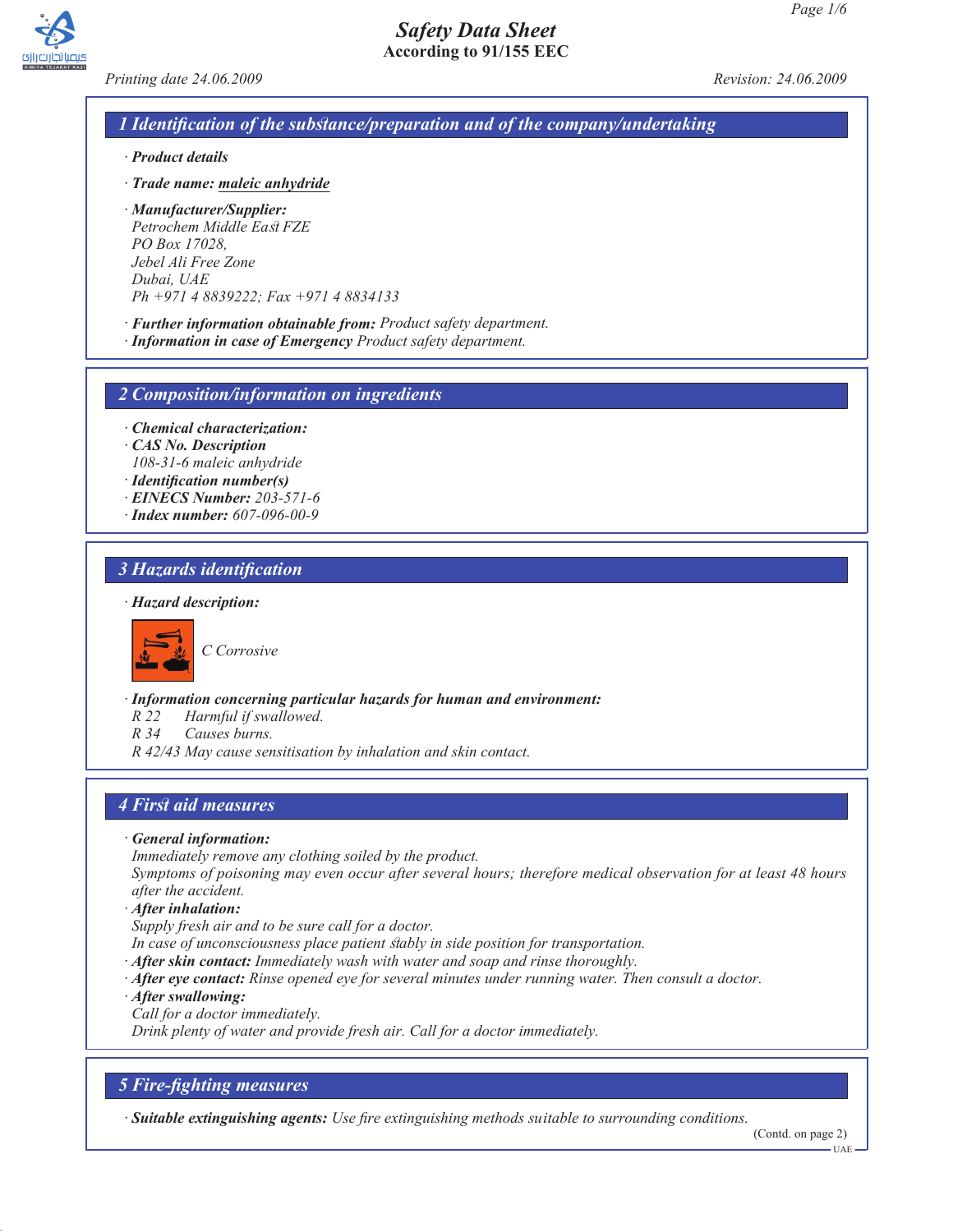# Safety Data Sheet
**According to 91/155 EEC**

*Printing date 24.06.2009* *Revision: 24.06.2009*

## 1 Identification of the substance/preparation and of the company/undertaking

· ***Product details***

· ***Trade name:*** *maleic anhydride*

· ***Manufacturer/Supplier:***
*Petrochem Middle East FZE*
*PO Box 17028,*
*Jebel Ali Free Zone*
*Dubai, UAE*
*Ph +971 4 8839222; Fax +971 4 8834133*

· ***Further information obtainable from:*** *Product safety department.*
· ***Information in case of Emergency*** *Product safety department.*

## 2 Composition/information on ingredients

· ***Chemical characterization:***
· ***CAS No. Description***
*108-31-6 maleic anhydride*
· ***Identification number(s)***
· ***EINECS Number:*** *203-571-6*
· ***Index number:*** *607-096-00-9*

## 3 Hazards identification

· ***Hazard description:***

*C Corrosive*

· ***Information concerning particular hazards for human and environment:***
*R 22 Harmful if swallowed.*
*R 34 Causes burns.*
*R 42/43 May cause sensitisation by inhalation and skin contact.*

## 4 First aid measures

· ***General information:***
*Immediately remove any clothing soiled by the product.*
*Symptoms of poisoning may even occur after several hours; therefore medical observation for at least 48 hours after the accident.*
· ***After inhalation:***
*Supply fresh air and to be sure call for a doctor.*
*In case of unconsciousness place patient stably in side position for transportation.*
· ***After skin contact:*** *Immediately wash with water and soap and rinse thoroughly.*
· ***After eye contact:*** *Rinse opened eye for several minutes under running water. Then consult a doctor.*
· ***After swallowing:***
*Call for a doctor immediately.*
*Drink plenty of water and provide fresh air. Call for a doctor immediately.*

## 5 Fire-fighting measures

· ***Suitable extinguishing agents:*** *Use fire extinguishing methods suitable to surrounding conditions.*

(Contd. on page 2)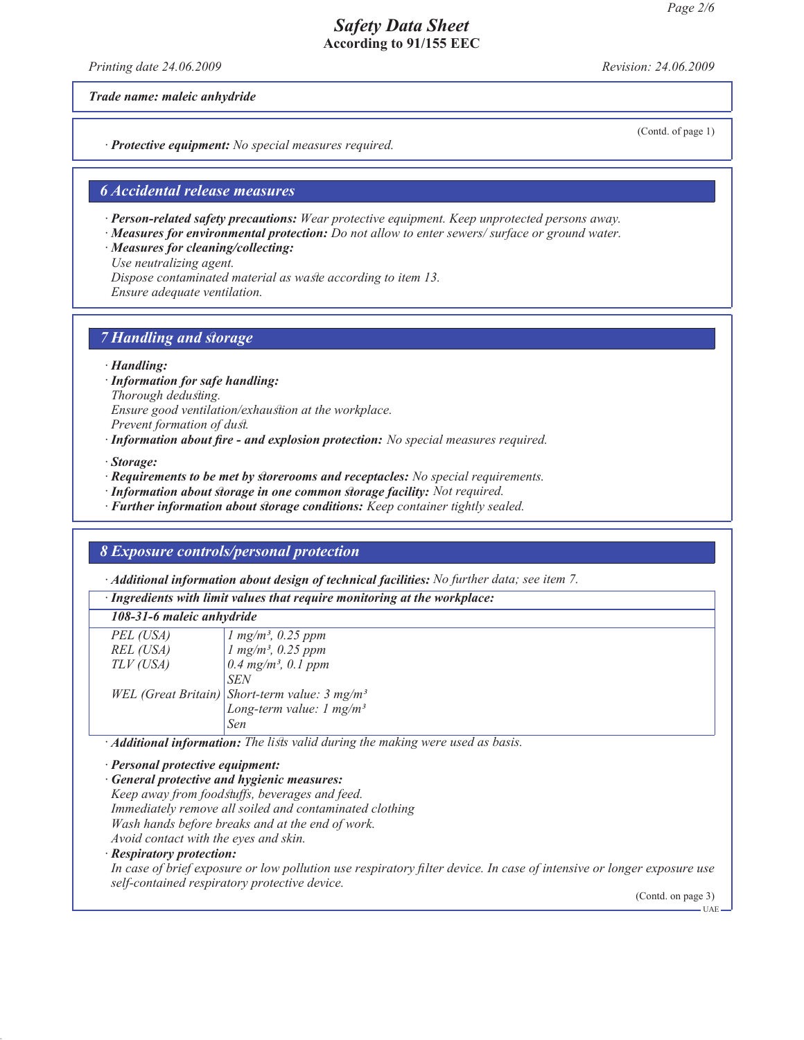*Trade name: maleic anhydride*

(Contd. of page 1)

· ***Protective equipment:*** *No special measures required.*

## 6 Accidental release measures

· ***Person-related safety precautions:*** *Wear protective equipment. Keep unprotected persons away.*
· ***Measures for environmental protection:*** *Do not allow to enter sewers/ surface or ground water.*
· ***Measures for cleaning/collecting:***
*Use neutralizing agent.*
*Dispose contaminated material as waste according to item 13.*
*Ensure adequate ventilation.*

## 7 Handling and storage

· ***Handling:***
· ***Information for safe handling:***
*Thorough dedusting.*
*Ensure good ventilation/exhaustion at the workplace.*
*Prevent formation of dust.*
· ***Information about fire - and explosion protection:*** *No special measures required.*

· ***Storage:***
· ***Requirements to be met by storerooms and receptacles:*** *No special requirements.*
· ***Information about storage in one common storage facility:*** *Not required.*
· ***Further information about storage conditions:*** *Keep container tightly sealed.*

## 8 Exposure controls/personal protection

· ***Additional information about design of technical facilities:*** *No further data; see item 7.*

· ***Ingredients with limit values that require monitoring at the workplace:***

| ***108-31-6 maleic anhydride*** | |
|---|---|
| *PEL (USA)* | *1 mg/m³, 0.25 ppm* |
| *REL (USA)* | *1 mg/m³, 0.25 ppm* |
| *TLV (USA)* | *0.4 mg/m³, 0.1 ppm*<br>*SEN* |
| *WEL (Great Britain)* | *Short-term value: 3 mg/m³*<br>*Long-term value: 1 mg/m³*<br>*Sen* |

· ***Additional information:*** *The lists valid during the making were used as basis.*

· ***Personal protective equipment:***
· ***General protective and hygienic measures:***
*Keep away from foodstuffs, beverages and feed.*
*Immediately remove all soiled and contaminated clothing*
*Wash hands before breaks and at the end of work.*
*Avoid contact with the eyes and skin.*
· ***Respiratory protection:***
*In case of brief exposure or low pollution use respiratory filter device. In case of intensive or longer exposure use self-contained respiratory protective device.*

(Contd. on page 3)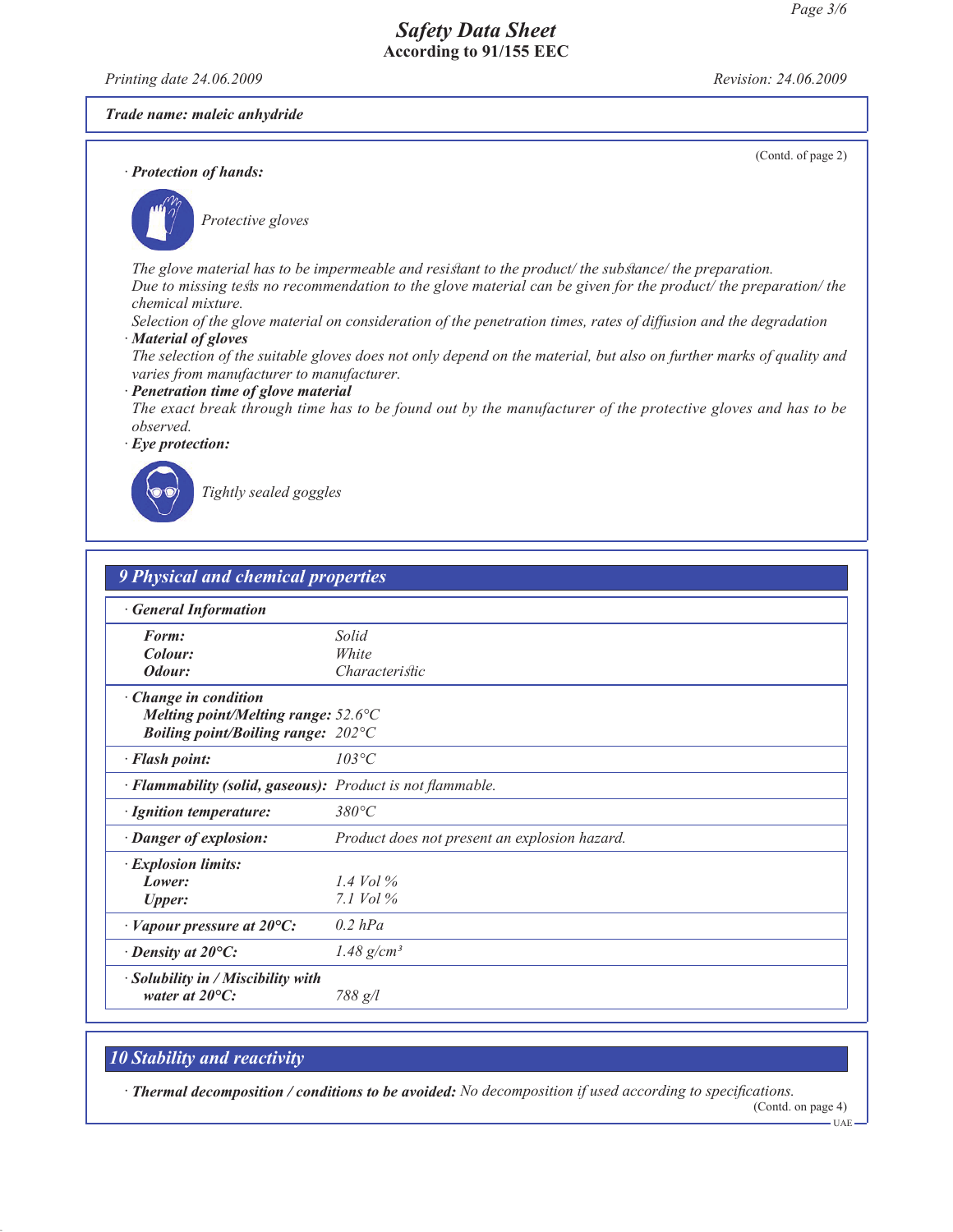**Trade name: maleic anhydride**

(Contd. of page 2)

· **Protection of hands:**

Protective gloves

The glove material has to be impermeable and resistant to the product/ the substance/ the preparation.
Due to missing tests no recommendation to the glove material can be given for the product/ the preparation/ the chemical mixture.
Selection of the glove material on consideration of the penetration times, rates of diffusion and the degradation

· **Material of gloves**
The selection of the suitable gloves does not only depend on the material, but also on further marks of quality and varies from manufacturer to manufacturer.

· **Penetration time of glove material**
The exact break through time has to be found out by the manufacturer of the protective gloves and has to be observed.

· **Eye protection:**

Tightly sealed goggles

## 9 Physical and chemical properties

| · General Information | |
|---|---|
| **Form:** | Solid |
| **Colour:** | White |
| **Odour:** | Characteristic |
| · **Change in condition** | |
| **Melting point/Melting range:** | 52.6°C |
| **Boiling point/Boiling range:** | 202°C |
| · **Flash point:** | 103°C |
| · **Flammability (solid, gaseous):** | Product is not flammable. |
| · **Ignition temperature:** | 380°C |
| · **Danger of explosion:** | Product does not present an explosion hazard. |
| · **Explosion limits:** | |
| **Lower:** | 1.4 Vol % |
| **Upper:** | 7.1 Vol % |
| · **Vapour pressure at 20°C:** | 0.2 hPa |
| · **Density at 20°C:** | 1.48 g/cm³ |
| · **Solubility in / Miscibility with water at 20°C:** | 788 g/l |

## 10 Stability and reactivity

· **Thermal decomposition / conditions to be avoided:** No decomposition if used according to specifications.

(Contd. on page 4)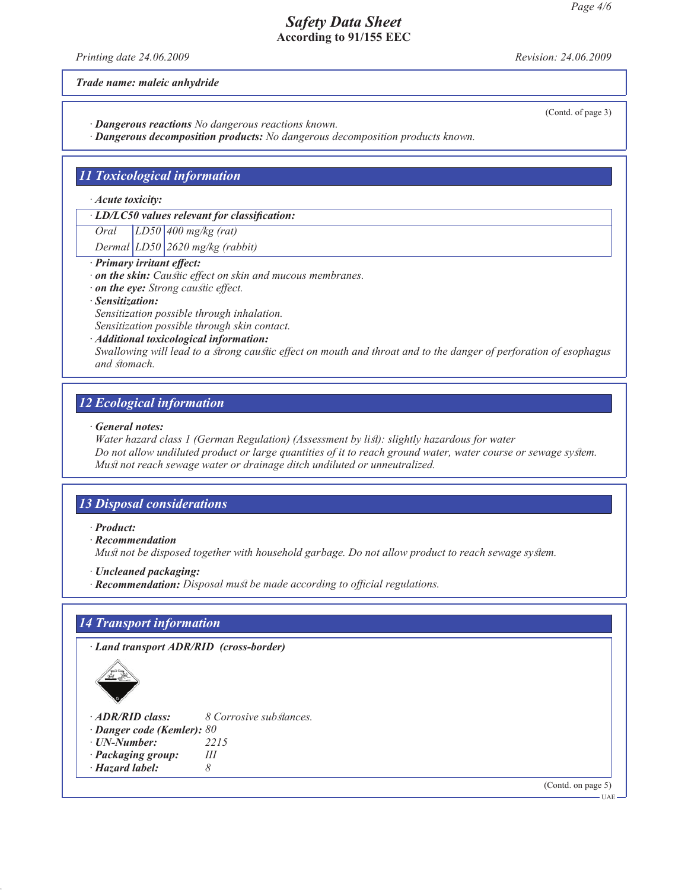*Trade name: maleic anhydride*

(Contd. of page 3)

· ***Dangerous reactions*** *No dangerous reactions known.*
· ***Dangerous decomposition products:*** *No dangerous decomposition products known.*

## 11 Toxicological information

· ***Acute toxicity:***

| · ***LD/LC50 values relevant for classification:*** | | |
|---|---|---|
| *Oral* | *LD50* | *400 mg/kg (rat)* |
| *Dermal* | *LD50* | *2620 mg/kg (rabbit)* |

· ***Primary irritant effect:***
· ***on the skin:*** *Caustic effect on skin and mucous membranes.*
· ***on the eye:*** *Strong caustic effect.*
· ***Sensitization:***
*Sensitization possible through inhalation.*
*Sensitization possible through skin contact.*
· ***Additional toxicological information:***
*Swallowing will lead to a strong caustic effect on mouth and throat and to the danger of perforation of esophagus and stomach.*

## 12 Ecological information

· ***General notes:***
*Water hazard class 1 (German Regulation) (Assessment by list): slightly hazardous for water*
*Do not allow undiluted product or large quantities of it to reach ground water, water course or sewage system.*
*Must not reach sewage water or drainage ditch undiluted or unneutralized.*

## 13 Disposal considerations

· ***Product:***
· ***Recommendation***
*Must not be disposed together with household garbage. Do not allow product to reach sewage system.*

· ***Uncleaned packaging:***
· ***Recommendation:*** *Disposal must be made according to official regulations.*

## 14 Transport information

· ***Land transport ADR/RID (cross-border)***

· ***ADR/RID class:*** *8 Corrosive substances.*
· ***Danger code (Kemler):*** *80*
· ***UN-Number:*** *2215*
· ***Packaging group:*** *III*
· ***Hazard label:*** *8*

(Contd. on page 5)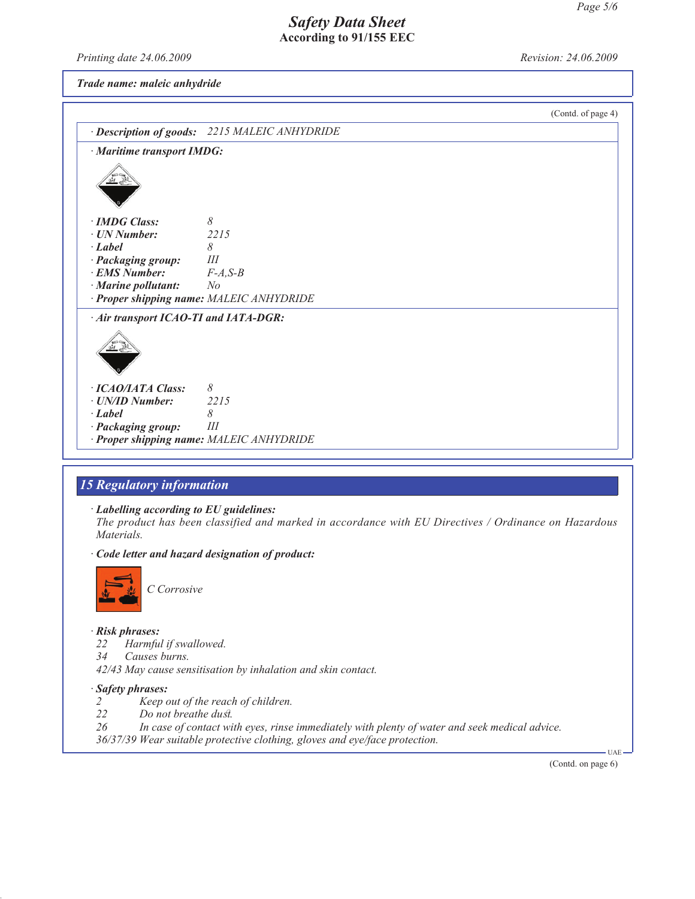(Contd. of page 4)

· **Description of goods:** 2215 MALEIC ANHYDRIDE

· **Maritime transport IMDG:**

· **IMDG Class:** 8
· **UN Number:** 2215
· **Label** 8
· **Packaging group:** III
· **EMS Number:** F-A,S-B
· **Marine pollutant:** No
· **Proper shipping name:** MALEIC ANHYDRIDE

· **Air transport ICAO-TI and IATA-DGR:**

· **ICAO/IATA Class:** 8
· **UN/ID Number:** 2215
· **Label** 8
· **Packaging group:** III
· **Proper shipping name:** MALEIC ANHYDRIDE

## 15 Regulatory information

· **Labelling according to EU guidelines:**
The product has been classified and marked in accordance with EU Directives / Ordinance on Hazardous Materials.

· **Code letter and hazard designation of product:**

C Corrosive

· **Risk phrases:**
22 Harmful if swallowed.
34 Causes burns.
42/43 May cause sensitisation by inhalation and skin contact.

· **Safety phrases:**
2 Keep out of the reach of children.
22 Do not breathe dust.
26 In case of contact with eyes, rinse immediately with plenty of water and seek medical advice.
36/37/39 Wear suitable protective clothing, gloves and eye/face protection.

UAE

(Contd. on page 6)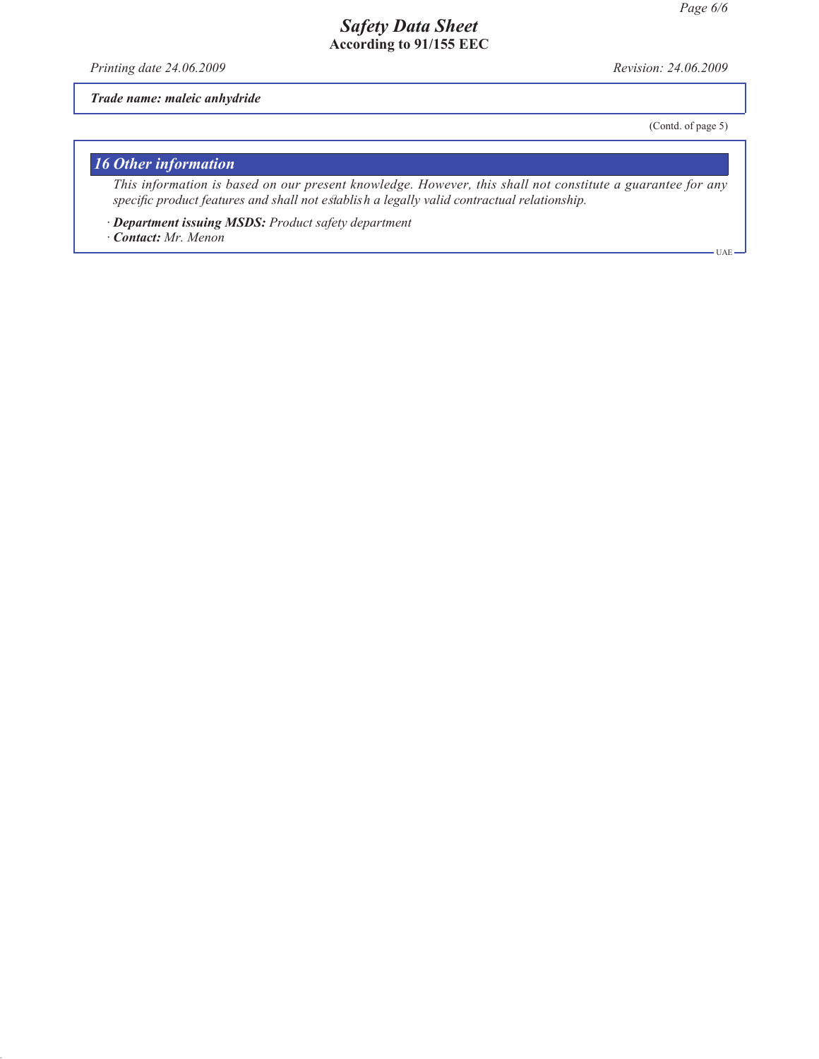(Contd. of page 5)

## 16 Other information

*This information is based on our present knowledge. However, this shall not constitute a guarantee for any specific product features and shall not establish a legally valid contractual relationship.*

· ***Department issuing MSDS:*** *Product safety department*
· ***Contact:*** *Mr. Menon*